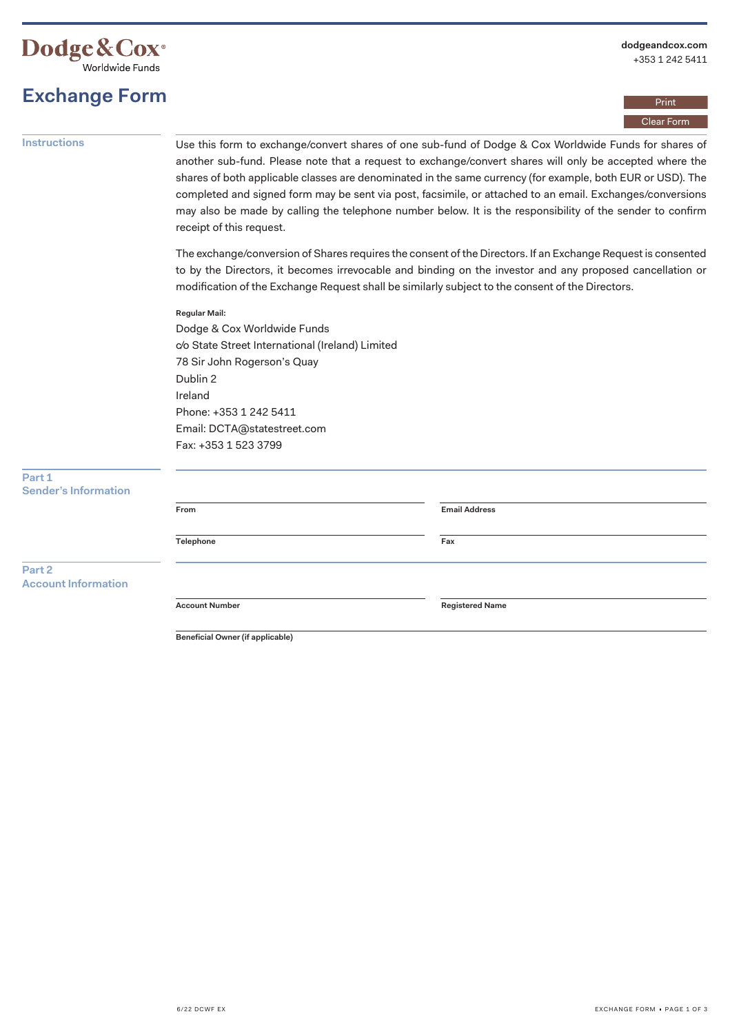Dodge & Cox® Worldwide Funds

dodgeandcox.com
+353 1 242 5411

# Exchange Form

Print

Clear Form

## Instructions

Use this form to exchange/convert shares of one sub-fund of Dodge & Cox Worldwide Funds for shares of another sub-fund. Please note that a request to exchange/convert shares will only be accepted where the shares of both applicable classes are denominated in the same currency (for example, both EUR or USD). The completed and signed form may be sent via post, facsimile, or attached to an email. Exchanges/conversions may also be made by calling the telephone number below. It is the responsibility of the sender to confirm receipt of this request.

The exchange/conversion of Shares requires the consent of the Directors. If an Exchange Request is consented to by the Directors, it becomes irrevocable and binding on the investor and any proposed cancellation or modification of the Exchange Request shall be similarly subject to the consent of the Directors.

**Regular Mail:**

Dodge & Cox Worldwide Funds
c/o State Street International (Ireland) Limited
78 Sir John Rogerson's Quay
Dublin 2
Ireland
Phone: +353 1 242 5411
Email: DCTA@statestreet.com
Fax: +353 1 523 3799

## Part 1 Sender's Information

**From** ____________________

**Email Address** ____________________

**Telephone** ____________________

**Fax** ____________________

## Part 2 Account Information

**Account Number** ____________________

**Registered Name** ____________________

**Beneficial Owner (if applicable)** ____________________

6/22 DCWF EX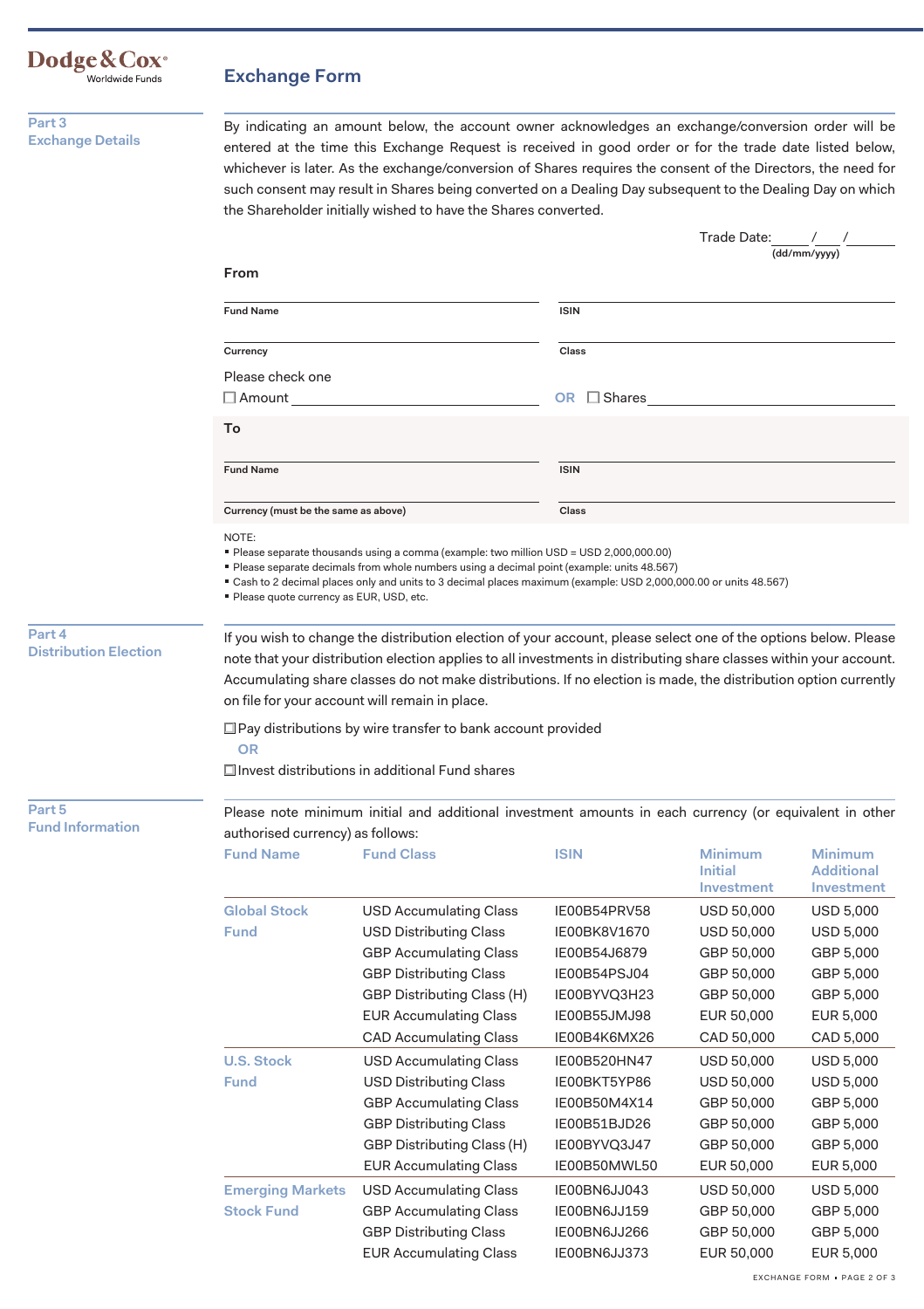Dodge & Cox® Worldwide Funds

# Exchange Form

## Part 3 Exchange Details

By indicating an amount below, the account owner acknowledges an exchange/conversion order will be entered at the time this Exchange Request is received in good order or for the trade date listed below, whichever is later. As the exchange/conversion of Shares requires the consent of the Directors, the need for such consent may result in Shares being converted on a Dealing Day subsequent to the Dealing Day on which the Shareholder initially wished to have the Shares converted.

Trade Date: \_\_\_\_/\_\_\_\_/\_\_\_\_\_\_ (dd/mm/yyyy)

**From**

Fund Name \_\_\_\_\_\_\_\_\_\_\_\_\_\_\_\_ ISIN \_\_\_\_\_\_\_\_\_\_\_\_\_\_\_\_

Currency \_\_\_\_\_\_\_\_\_\_\_\_\_\_\_\_ Class \_\_\_\_\_\_\_\_\_\_\_\_\_\_\_\_

Please check one

☐ Amount \_\_\_\_\_\_\_\_\_\_\_\_\_\_\_\_ OR ☐ Shares \_\_\_\_\_\_\_\_\_\_\_\_\_\_\_\_

**To**

Fund Name \_\_\_\_\_\_\_\_\_\_\_\_\_\_\_\_ ISIN \_\_\_\_\_\_\_\_\_\_\_\_\_\_\_\_

Currency (must be the same as above) \_\_\_\_\_\_\_\_\_\_\_\_\_\_\_\_ Class \_\_\_\_\_\_\_\_\_\_\_\_\_\_\_\_

NOTE:

- Please separate thousands using a comma (example: two million USD = USD 2,000,000.00)
- Please separate decimals from whole numbers using a decimal point (example: units 48.567)
- Cash to 2 decimal places only and units to 3 decimal places maximum (example: USD 2,000,000.00 or units 48.567)
- Please quote currency as EUR, USD, etc.

## Part 4 Distribution Election

If you wish to change the distribution election of your account, please select one of the options below. Please note that your distribution election applies to all investments in distributing share classes within your account. Accumulating share classes do not make distributions. If no election is made, the distribution option currently on file for your account will remain in place.

☐ Pay distributions by wire transfer to bank account provided

OR

☐ Invest distributions in additional Fund shares

## Part 5 Fund Information

Please note minimum initial and additional investment amounts in each currency (or equivalent in other authorised currency) as follows:

| Fund Name | Fund Class | ISIN | Minimum Initial Investment | Minimum Additional Investment |
|---|---|---|---|---|
| Global Stock Fund | USD Accumulating Class | IE00B54PRV58 | USD 50,000 | USD 5,000 |
| | USD Distributing Class | IE00BK8V1670 | USD 50,000 | USD 5,000 |
| | GBP Accumulating Class | IE00B54J6879 | GBP 50,000 | GBP 5,000 |
| | GBP Distributing Class | IE00B54PSJ04 | GBP 50,000 | GBP 5,000 |
| | GBP Distributing Class (H) | IE00BYVQ3H23 | GBP 50,000 | GBP 5,000 |
| | EUR Accumulating Class | IE00B55JMJ98 | EUR 50,000 | EUR 5,000 |
| | CAD Accumulating Class | IE00B4K6MX26 | CAD 50,000 | CAD 5,000 |
| U.S. Stock Fund | USD Accumulating Class | IE00B520HN47 | USD 50,000 | USD 5,000 |
| | USD Distributing Class | IE00BKT5YP86 | USD 50,000 | USD 5,000 |
| | GBP Accumulating Class | IE00B50M4X14 | GBP 50,000 | GBP 5,000 |
| | GBP Distributing Class | IE00B51BJD26 | GBP 50,000 | GBP 5,000 |
| | GBP Distributing Class (H) | IE00BYVQ3J47 | GBP 50,000 | GBP 5,000 |
| | EUR Accumulating Class | IE00B50MWL50 | EUR 50,000 | EUR 5,000 |
| Emerging Markets Stock Fund | USD Accumulating Class | IE00BN6JJ043 | USD 50,000 | USD 5,000 |
| | GBP Accumulating Class | IE00BN6JJ159 | GBP 50,000 | GBP 5,000 |
| | GBP Distributing Class | IE00BN6JJ266 | GBP 50,000 | GBP 5,000 |
| | EUR Accumulating Class | IE00BN6JJ373 | EUR 50,000 | EUR 5,000 |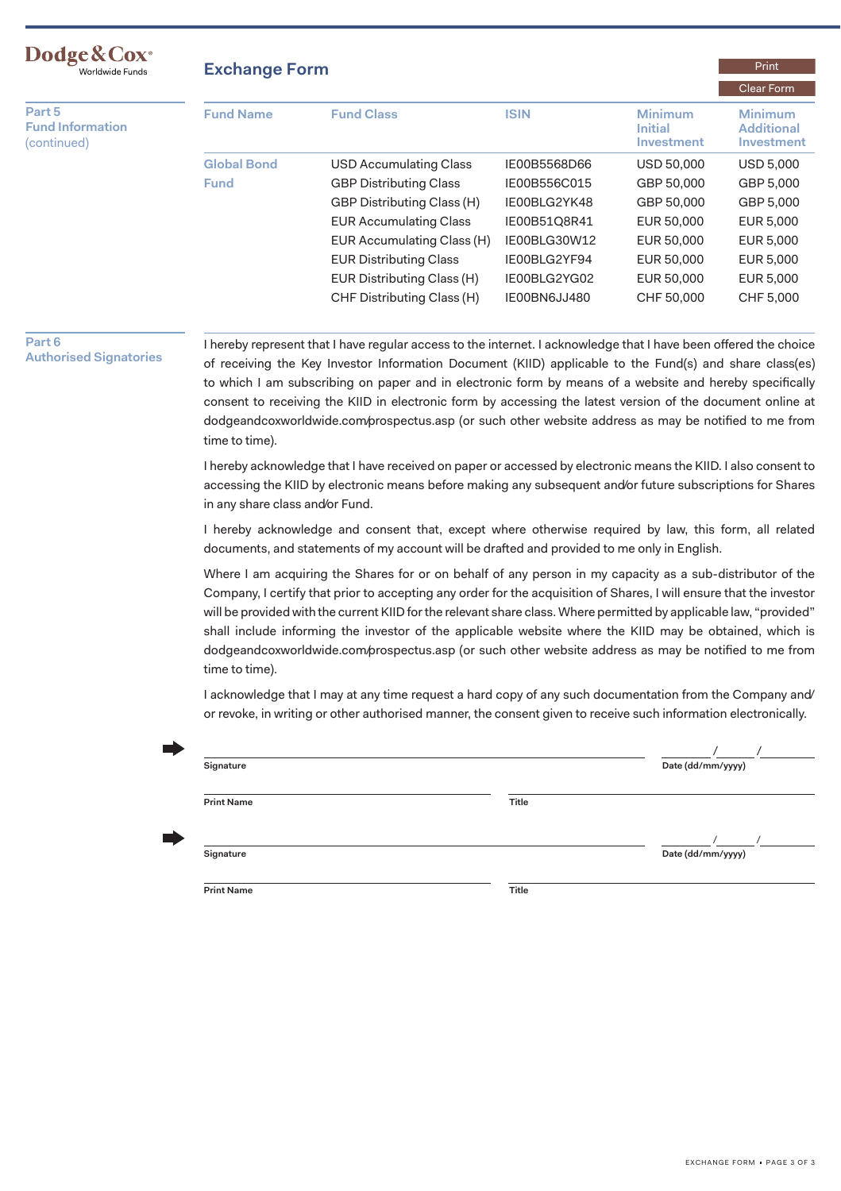Dodge & Cox Worldwide Funds

# Exchange Form

## Part 5 Fund Information (continued)

| Fund Name | Fund Class | ISIN | Minimum Initial Investment | Minimum Additional Investment |
|---|---|---|---|---|
| Global Bond Fund | USD Accumulating Class | IE00B5568D66 | USD 50,000 | USD 5,000 |
| | GBP Distributing Class | IE00B556C015 | GBP 50,000 | GBP 5,000 |
| | GBP Distributing Class (H) | IE00BLG2YK48 | GBP 50,000 | GBP 5,000 |
| | EUR Accumulating Class | IE00B51Q8R41 | EUR 50,000 | EUR 5,000 |
| | EUR Accumulating Class (H) | IE00BLG30W12 | EUR 50,000 | EUR 5,000 |
| | EUR Distributing Class | IE00BLG2YF94 | EUR 50,000 | EUR 5,000 |
| | EUR Distributing Class (H) | IE00BLG2YG02 | EUR 50,000 | EUR 5,000 |
| | CHF Distributing Class (H) | IE00BN6JJ480 | CHF 50,000 | CHF 5,000 |

## Part 6 Authorised Signatories

I hereby represent that I have regular access to the internet. I acknowledge that I have been offered the choice of receiving the Key Investor Information Document (KIID) applicable to the Fund(s) and share class(es) to which I am subscribing on paper and in electronic form by means of a website and hereby specifically consent to receiving the KIID in electronic form by accessing the latest version of the document online at dodgeandcoxworldwide.com/prospectus.asp (or such other website address as may be notified to me from time to time).

I hereby acknowledge that I have received on paper or accessed by electronic means the KIID. I also consent to accessing the KIID by electronic means before making any subsequent and/or future subscriptions for Shares in any share class and/or Fund.

I hereby acknowledge and consent that, except where otherwise required by law, this form, all related documents, and statements of my account will be drafted and provided to me only in English.

Where I am acquiring the Shares for or on behalf of any person in my capacity as a sub-distributor of the Company, I certify that prior to accepting any order for the acquisition of Shares, I will ensure that the investor will be provided with the current KIID for the relevant share class. Where permitted by applicable law, "provided" shall include informing the investor of the applicable website where the KIID may be obtained, which is dodgeandcoxworldwide.com/prospectus.asp (or such other website address as may be notified to me from time to time).

I acknowledge that I may at any time request a hard copy of any such documentation from the Company and/or revoke, in writing or other authorised manner, the consent given to receive such information electronically.

Signature ______________________ Date (dd/mm/yyyy) ____/____/______

Print Name ______________________ Title ______________________

Signature ______________________ Date (dd/mm/yyyy) ____/____/______

Print Name ______________________ Title ______________________